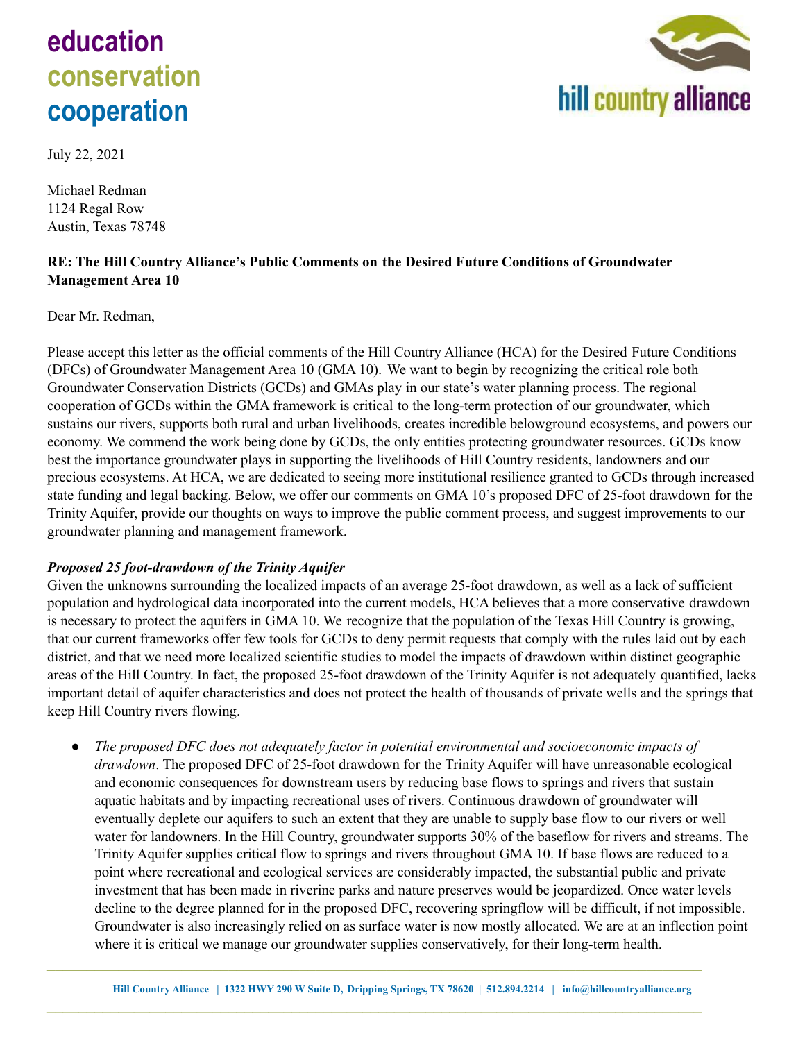education
conservation
cooperation

hill country alliance

July 22, 2021

Michael Redman
1124 Regal Row
Austin, Texas 78748

**RE: The Hill Country Alliance's Public Comments on the Desired Future Conditions of Groundwater Management Area 10**

Dear Mr. Redman,

Please accept this letter as the official comments of the Hill Country Alliance (HCA) for the Desired Future Conditions (DFCs) of Groundwater Management Area 10 (GMA 10). We want to begin by recognizing the critical role both Groundwater Conservation Districts (GCDs) and GMAs play in our state's water planning process. The regional cooperation of GCDs within the GMA framework is critical to the long-term protection of our groundwater, which sustains our rivers, supports both rural and urban livelihoods, creates incredible belowground ecosystems, and powers our economy. We commend the work being done by GCDs, the only entities protecting groundwater resources. GCDs know best the importance groundwater plays in supporting the livelihoods of Hill Country residents, landowners and our precious ecosystems. At HCA, we are dedicated to seeing more institutional resilience granted to GCDs through increased state funding and legal backing. Below, we offer our comments on GMA 10's proposed DFC of 25-foot drawdown for the Trinity Aquifer, provide our thoughts on ways to improve the public comment process, and suggest improvements to our groundwater planning and management framework.

***Proposed 25 foot-drawdown of the Trinity Aquifer***

Given the unknowns surrounding the localized impacts of an average 25-foot drawdown, as well as a lack of sufficient population and hydrological data incorporated into the current models, HCA believes that a more conservative drawdown is necessary to protect the aquifers in GMA 10. We recognize that the population of the Texas Hill Country is growing, that our current frameworks offer few tools for GCDs to deny permit requests that comply with the rules laid out by each district, and that we need more localized scientific studies to model the impacts of drawdown within distinct geographic areas of the Hill Country. In fact, the proposed 25-foot drawdown of the Trinity Aquifer is not adequately quantified, lacks important detail of aquifer characteristics and does not protect the health of thousands of private wells and the springs that keep Hill Country rivers flowing.

- *The proposed DFC does not adequately factor in potential environmental and socioeconomic impacts of drawdown*. The proposed DFC of 25-foot drawdown for the Trinity Aquifer will have unreasonable ecological and economic consequences for downstream users by reducing base flows to springs and rivers that sustain aquatic habitats and by impacting recreational uses of rivers. Continuous drawdown of groundwater will eventually deplete our aquifers to such an extent that they are unable to supply base flow to our rivers or well water for landowners. In the Hill Country, groundwater supports 30% of the baseflow for rivers and streams. The Trinity Aquifer supplies critical flow to springs and rivers throughout GMA 10. If base flows are reduced to a point where recreational and ecological services are considerably impacted, the substantial public and private investment that has been made in riverine parks and nature preserves would be jeopardized. Once water levels decline to the degree planned for in the proposed DFC, recovering springflow will be difficult, if not impossible. Groundwater is also increasingly relied on as surface water is now mostly allocated. We are at an inflection point where it is critical we manage our groundwater supplies conservatively, for their long-term health.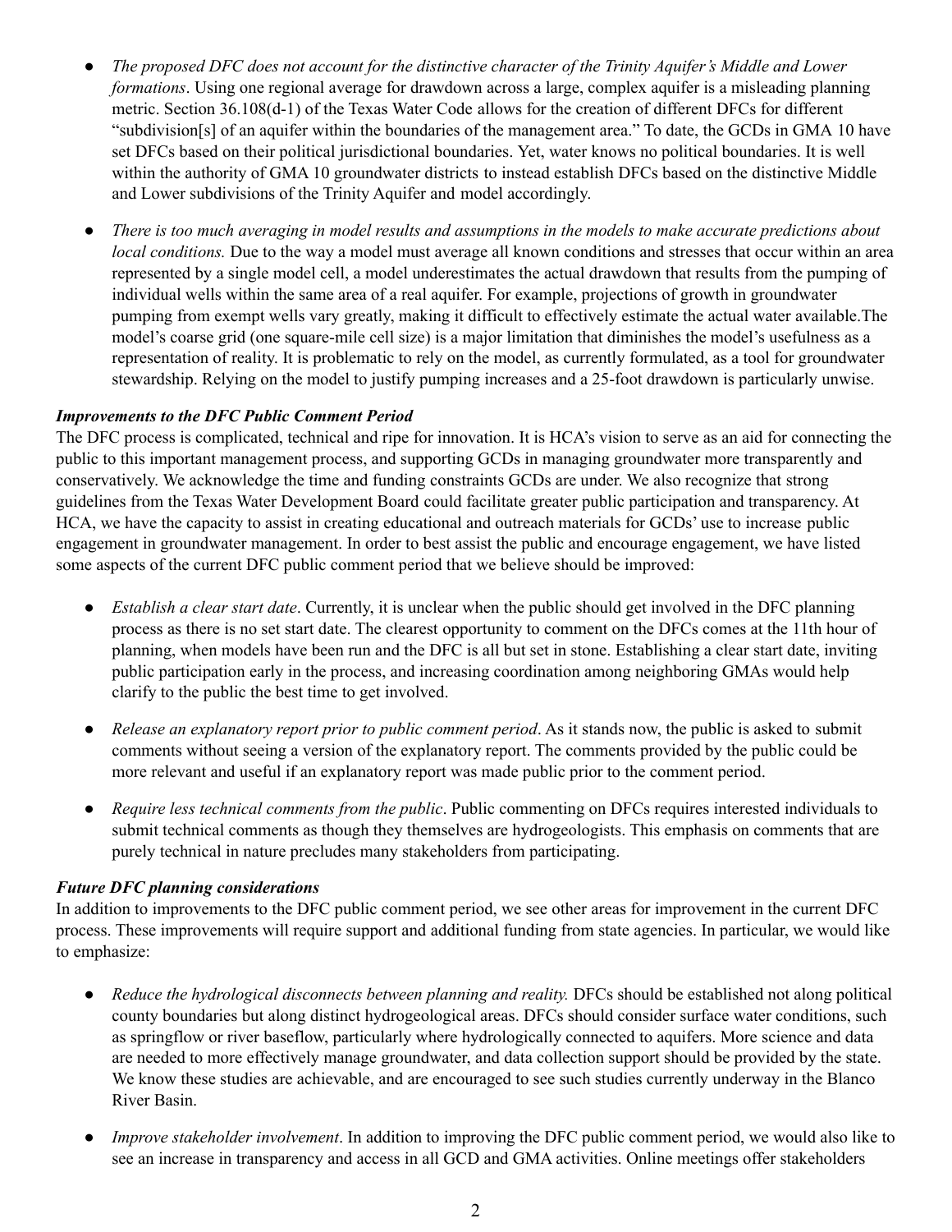- *The proposed DFC does not account for the distinctive character of the Trinity Aquifer's Middle and Lower formations*. Using one regional average for drawdown across a large, complex aquifer is a misleading planning metric. Section 36.108(d-1) of the Texas Water Code allows for the creation of different DFCs for different "subdivision[s] of an aquifer within the boundaries of the management area." To date, the GCDs in GMA 10 have set DFCs based on their political jurisdictional boundaries. Yet, water knows no political boundaries. It is well within the authority of GMA 10 groundwater districts to instead establish DFCs based on the distinctive Middle and Lower subdivisions of the Trinity Aquifer and model accordingly.

- *There is too much averaging in model results and assumptions in the models to make accurate predictions about local conditions.* Due to the way a model must average all known conditions and stresses that occur within an area represented by a single model cell, a model underestimates the actual drawdown that results from the pumping of individual wells within the same area of a real aquifer. For example, projections of growth in groundwater pumping from exempt wells vary greatly, making it difficult to effectively estimate the actual water available.The model's coarse grid (one square-mile cell size) is a major limitation that diminishes the model's usefulness as a representation of reality. It is problematic to rely on the model, as currently formulated, as a tool for groundwater stewardship. Relying on the model to justify pumping increases and a 25-foot drawdown is particularly unwise.

***Improvements to the DFC Public Comment Period***

The DFC process is complicated, technical and ripe for innovation. It is HCA's vision to serve as an aid for connecting the public to this important management process, and supporting GCDs in managing groundwater more transparently and conservatively. We acknowledge the time and funding constraints GCDs are under. We also recognize that strong guidelines from the Texas Water Development Board could facilitate greater public participation and transparency. At HCA, we have the capacity to assist in creating educational and outreach materials for GCDs' use to increase public engagement in groundwater management. In order to best assist the public and encourage engagement, we have listed some aspects of the current DFC public comment period that we believe should be improved:

- *Establish a clear start date*. Currently, it is unclear when the public should get involved in the DFC planning process as there is no set start date. The clearest opportunity to comment on the DFCs comes at the 11th hour of planning, when models have been run and the DFC is all but set in stone. Establishing a clear start date, inviting public participation early in the process, and increasing coordination among neighboring GMAs would help clarify to the public the best time to get involved.

- *Release an explanatory report prior to public comment period*. As it stands now, the public is asked to submit comments without seeing a version of the explanatory report. The comments provided by the public could be more relevant and useful if an explanatory report was made public prior to the comment period.

- *Require less technical comments from the public*. Public commenting on DFCs requires interested individuals to submit technical comments as though they themselves are hydrogeologists. This emphasis on comments that are purely technical in nature precludes many stakeholders from participating.

***Future DFC planning considerations***

In addition to improvements to the DFC public comment period, we see other areas for improvement in the current DFC process. These improvements will require support and additional funding from state agencies. In particular, we would like to emphasize:

- *Reduce the hydrological disconnects between planning and reality.* DFCs should be established not along political county boundaries but along distinct hydrogeological areas. DFCs should consider surface water conditions, such as springflow or river baseflow, particularly where hydrologically connected to aquifers. More science and data are needed to more effectively manage groundwater, and data collection support should be provided by the state. We know these studies are achievable, and are encouraged to see such studies currently underway in the Blanco River Basin.

- *Improve stakeholder involvement*. In addition to improving the DFC public comment period, we would also like to see an increase in transparency and access in all GCD and GMA activities. Online meetings offer stakeholders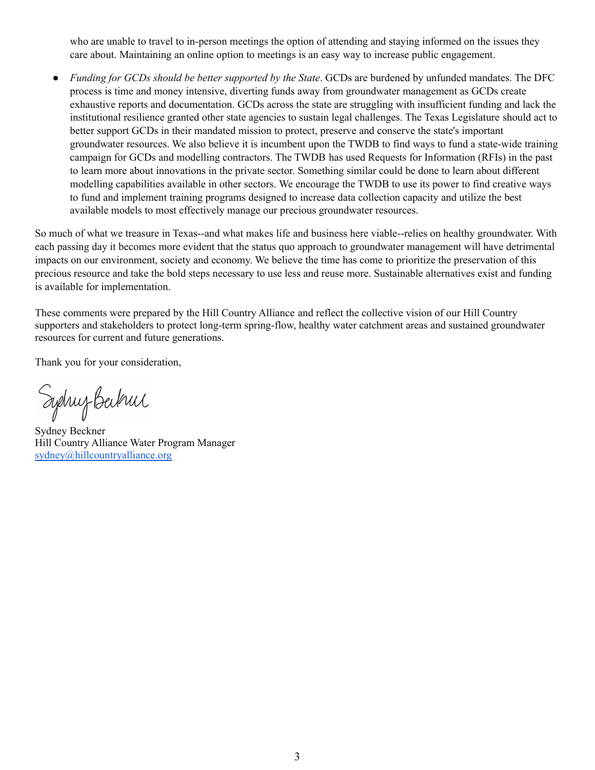who are unable to travel to in-person meetings the option of attending and staying informed on the issues they care about. Maintaining an online option to meetings is an easy way to increase public engagement.

- *Funding for GCDs should be better supported by the State*. GCDs are burdened by unfunded mandates. The DFC process is time and money intensive, diverting funds away from groundwater management as GCDs create exhaustive reports and documentation. GCDs across the state are struggling with insufficient funding and lack the institutional resilience granted other state agencies to sustain legal challenges. The Texas Legislature should act to better support GCDs in their mandated mission to protect, preserve and conserve the state's important groundwater resources. We also believe it is incumbent upon the TWDB to find ways to fund a state-wide training campaign for GCDs and modelling contractors. The TWDB has used Requests for Information (RFIs) in the past to learn more about innovations in the private sector. Something similar could be done to learn about different modelling capabilities available in other sectors. We encourage the TWDB to use its power to find creative ways to fund and implement training programs designed to increase data collection capacity and utilize the best available models to most effectively manage our precious groundwater resources.

So much of what we treasure in Texas--and what makes life and business here viable--relies on healthy groundwater. With each passing day it becomes more evident that the status quo approach to groundwater management will have detrimental impacts on our environment, society and economy. We believe the time has come to prioritize the preservation of this precious resource and take the bold steps necessary to use less and reuse more. Sustainable alternatives exist and funding is available for implementation.

These comments were prepared by the Hill Country Alliance and reflect the collective vision of our Hill Country supporters and stakeholders to protect long-term spring-flow, healthy water catchment areas and sustained groundwater resources for current and future generations.

Thank you for your consideration,

Sydney Beckner
Hill Country Alliance Water Program Manager
sydney@hillcountryalliance.org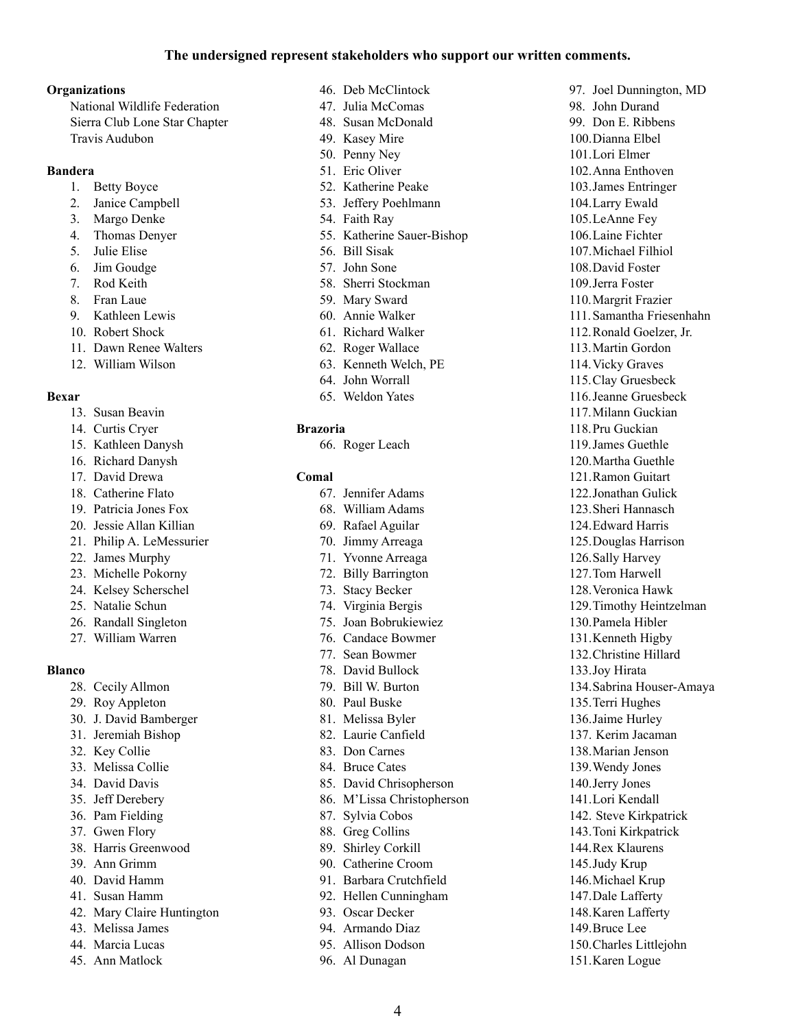**The undersigned represent stakeholders who support our written comments.**

**Organizations**

National Wildlife Federation
Sierra Club Lone Star Chapter
Travis Audubon

**Bandera**

1. Betty Boyce
2. Janice Campbell
3. Margo Denke
4. Thomas Denyer
5. Julie Elise
6. Jim Goudge
7. Rod Keith
8. Fran Laue
9. Kathleen Lewis
10. Robert Shock
11. Dawn Renee Walters
12. William Wilson

**Bexar**

13. Susan Beavin
14. Curtis Cryer
15. Kathleen Danysh
16. Richard Danysh
17. David Drewa
18. Catherine Flato
19. Patricia Jones Fox
20. Jessie Allan Killian
21. Philip A. LeMessurier
22. James Murphy
23. Michelle Pokorny
24. Kelsey Scherschel
25. Natalie Schun
26. Randall Singleton
27. William Warren

**Blanco**

28. Cecily Allmon
29. Roy Appleton
30. J. David Bamberger
31. Jeremiah Bishop
32. Key Collie
33. Melissa Collie
34. David Davis
35. Jeff Derebery
36. Pam Fielding
37. Gwen Flory
38. Harris Greenwood
39. Ann Grimm
40. David Hamm
41. Susan Hamm
42. Mary Claire Huntington
43. Melissa James
44. Marcia Lucas
45. Ann Matlock
46. Deb McClintock
47. Julia McComas
48. Susan McDonald
49. Kasey Mire
50. Penny Ney
51. Eric Oliver
52. Katherine Peake
53. Jeffery Poehlmann
54. Faith Ray
55. Katherine Sauer-Bishop
56. Bill Sisak
57. John Sone
58. Sherri Stockman
59. Mary Sward
60. Annie Walker
61. Richard Walker
62. Roger Wallace
63. Kenneth Welch, PE
64. John Worrall
65. Weldon Yates

**Brazoria**

66. Roger Leach

**Comal**

67. Jennifer Adams
68. William Adams
69. Rafael Aguilar
70. Jimmy Arreaga
71. Yvonne Arreaga
72. Billy Barrington
73. Stacy Becker
74. Virginia Bergis
75. Joan Bobrukiewiez
76. Candace Bowmer
77. Sean Bowmer
78. David Bullock
79. Bill W. Burton
80. Paul Buske
81. Melissa Byler
82. Laurie Canfield
83. Don Carnes
84. Bruce Cates
85. David Chrisopherson
86. M'Lissa Christopherson
87. Sylvia Cobos
88. Greg Collins
89. Shirley Corkill
90. Catherine Croom
91. Barbara Crutchfield
92. Hellen Cunningham
93. Oscar Decker
94. Armando Diaz
95. Allison Dodson
96. Al Dunagan
97. Joel Dunnington, MD
98. John Durand
99. Don E. Ribbens
100. Dianna Elbel
101. Lori Elmer
102. Anna Enthoven
103. James Entringer
104. Larry Ewald
105. LeAnne Fey
106. Laine Fichter
107. Michael Filhiol
108. David Foster
109. Jerra Foster
110. Margrit Frazier
111. Samantha Friesenhahn
112. Ronald Goelzer, Jr.
113. Martin Gordon
114. Vicky Graves
115. Clay Gruesbeck
116. Jeanne Gruesbeck
117. Milann Guckian
118. Pru Guckian
119. James Guethle
120. Martha Guethle
121. Ramon Guitart
122. Jonathan Gulick
123. Sheri Hannasch
124. Edward Harris
125. Douglas Harrison
126. Sally Harvey
127. Tom Harwell
128. Veronica Hawk
129. Timothy Heintzelman
130. Pamela Hibler
131. Kenneth Higby
132. Christine Hillard
133. Joy Hirata
134. Sabrina Houser-Amaya
135. Terri Hughes
136. Jaime Hurley
137. Kerim Jacaman
138. Marian Jenson
139. Wendy Jones
140. Jerry Jones
141. Lori Kendall
142. Steve Kirkpatrick
143. Toni Kirkpatrick
144. Rex Klaurens
145. Judy Krup
146. Michael Krup
147. Dale Lafferty
148. Karen Lafferty
149. Bruce Lee
150. Charles Littlejohn
151. Karen Logue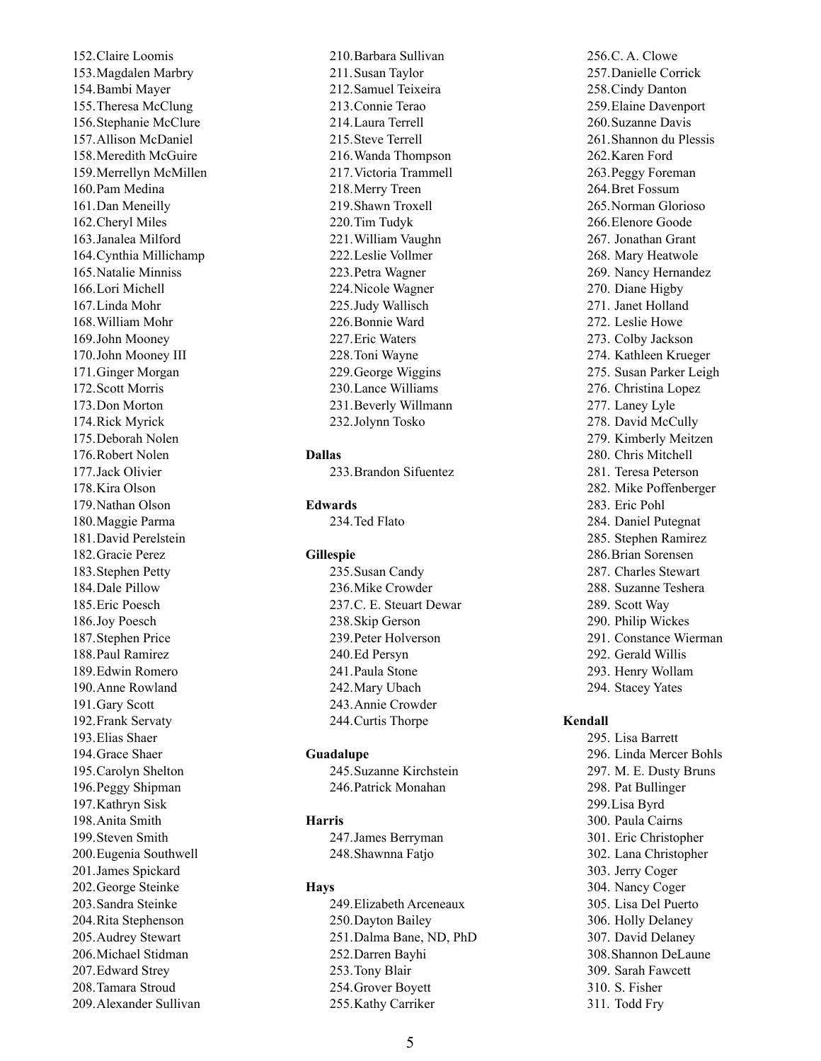152. Claire Loomis
153. Magdalen Marbry
154. Bambi Mayer
155. Theresa McClung
156. Stephanie McClure
157. Allison McDaniel
158. Meredith McGuire
159. Merrellyn McMillen
160. Pam Medina
161. Dan Meneilly
162. Cheryl Miles
163. Janalea Milford
164. Cynthia Millichamp
165. Natalie Minniss
166. Lori Michell
167. Linda Mohr
168. William Mohr
169. John Mooney
170. John Mooney III
171. Ginger Morgan
172. Scott Morris
173. Don Morton
174. Rick Myrick
175. Deborah Nolen
176. Robert Nolen
177. Jack Olivier
178. Kira Olson
179. Nathan Olson
180. Maggie Parma
181. David Perelstein
182. Gracie Perez
183. Stephen Petty
184. Dale Pillow
185. Eric Poesch
186. Joy Poesch
187. Stephen Price
188. Paul Ramirez
189. Edwin Romero
190. Anne Rowland
191. Gary Scott
192. Frank Servaty
193. Elias Shaer
194. Grace Shaer
195. Carolyn Shelton
196. Peggy Shipman
197. Kathryn Sisk
198. Anita Smith
199. Steven Smith
200. Eugenia Southwell
201. James Spickard
202. George Steinke
203. Sandra Steinke
204. Rita Stephenson
205. Audrey Stewart
206. Michael Stidman
207. Edward Strey
208. Tamara Stroud
209. Alexander Sullivan
210. Barbara Sullivan
211. Susan Taylor
212. Samuel Teixeira
213. Connie Terao
214. Laura Terrell
215. Steve Terrell
216. Wanda Thompson
217. Victoria Trammell
218. Merry Treen
219. Shawn Troxell
220. Tim Tudyk
221. William Vaughn
222. Leslie Vollmer
223. Petra Wagner
224. Nicole Wagner
225. Judy Wallisch
226. Bonnie Ward
227. Eric Waters
228. Toni Wayne
229. George Wiggins
230. Lance Williams
231. Beverly Willmann
232. Jolynn Tosko

**Dallas**

233. Brandon Sifuentez

**Edwards**

234. Ted Flato

**Gillespie**

235. Susan Candy
236. Mike Crowder
237. C. E. Steuart Dewar
238. Skip Gerson
239. Peter Holverson
240. Ed Persyn
241. Paula Stone
242. Mary Ubach
243. Annie Crowder
244. Curtis Thorpe

**Guadalupe**

245. Suzanne Kirchstein
246. Patrick Monahan

**Harris**

247. James Berryman
248. Shawnna Fatjo

**Hays**

249. Elizabeth Arceneaux
250. Dayton Bailey
251. Dalma Bane, ND, PhD
252. Darren Bayhi
253. Tony Blair
254. Grover Boyett
255. Kathy Carriker
256. C. A. Clowe
257. Danielle Corrick
258. Cindy Danton
259. Elaine Davenport
260. Suzanne Davis
261. Shannon du Plessis
262. Karen Ford
263. Peggy Foreman
264. Bret Fossum
265. Norman Glorioso
266. Elenore Goode
267. Jonathan Grant
268. Mary Heatwole
269. Nancy Hernandez
270. Diane Higby
271. Janet Holland
272. Leslie Howe
273. Colby Jackson
274. Kathleen Krueger
275. Susan Parker Leigh
276. Christina Lopez
277. Laney Lyle
278. David McCully
279. Kimberly Meitzen
280. Chris Mitchell
281. Teresa Peterson
282. Mike Poffenberger
283. Eric Pohl
284. Daniel Putegnat
285. Stephen Ramirez
286. Brian Sorensen
287. Charles Stewart
288. Suzanne Teshera
289. Scott Way
290. Philip Wickes
291. Constance Wierman
292. Gerald Willis
293. Henry Wollam
294. Stacey Yates

**Kendall**

295. Lisa Barrett
296. Linda Mercer Bohls
297. M. E. Dusty Bruns
298. Pat Bullinger
299. Lisa Byrd
300. Paula Cairns
301. Eric Christopher
302. Lana Christopher
303. Jerry Coger
304. Nancy Coger
305. Lisa Del Puerto
306. Holly Delaney
307. David Delaney
308. Shannon DeLaune
309. Sarah Fawcett
310. S. Fisher
311. Todd Fry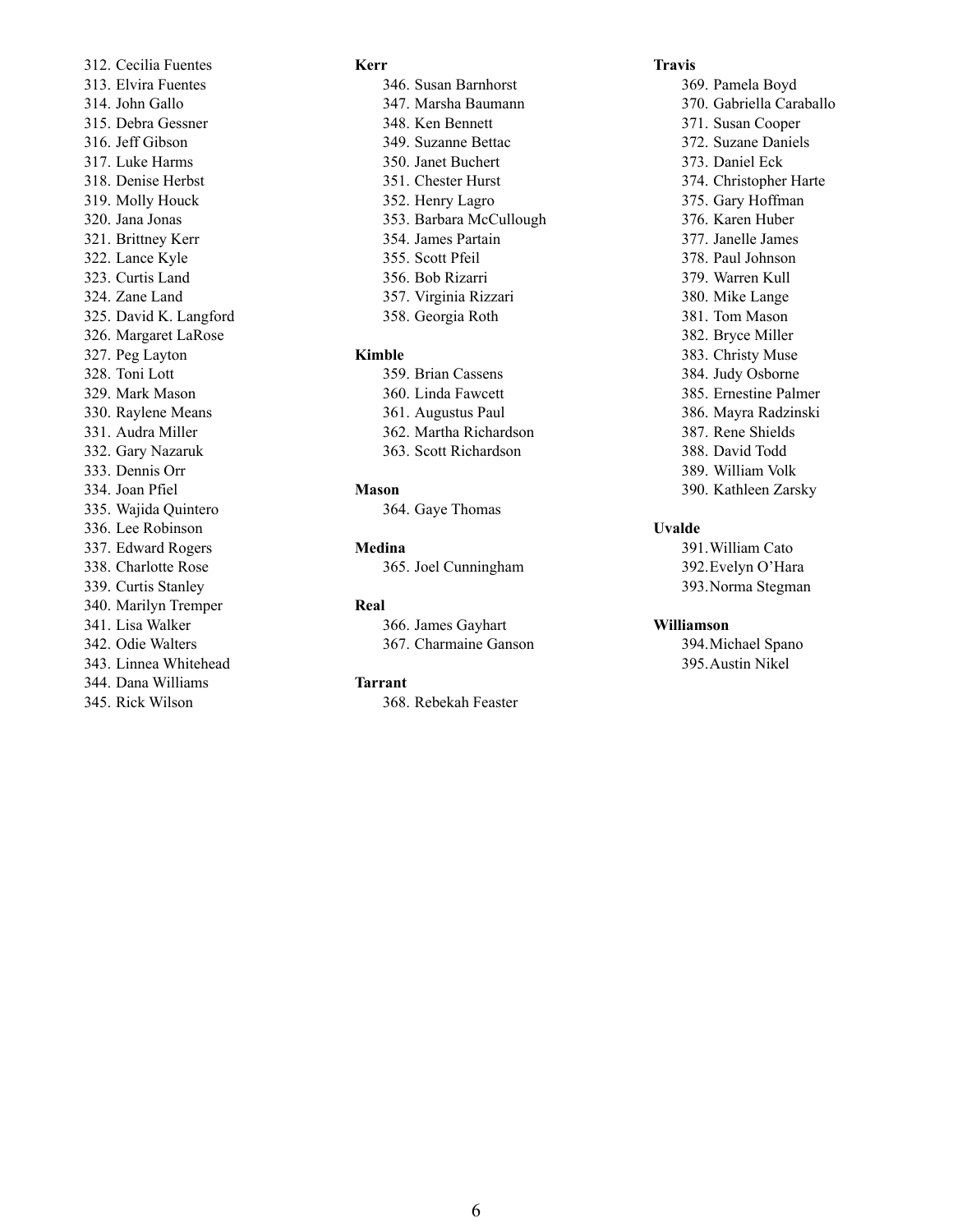312. Cecilia Fuentes
313. Elvira Fuentes
314. John Gallo
315. Debra Gessner
316. Jeff Gibson
317. Luke Harms
318. Denise Herbst
319. Molly Houck
320. Jana Jonas
321. Brittney Kerr
322. Lance Kyle
323. Curtis Land
324. Zane Land
325. David K. Langford
326. Margaret LaRose
327. Peg Layton
328. Toni Lott
329. Mark Mason
330. Raylene Means
331. Audra Miller
332. Gary Nazaruk
333. Dennis Orr
334. Joan Pfiel
335. Wajida Quintero
336. Lee Robinson
337. Edward Rogers
338. Charlotte Rose
339. Curtis Stanley
340. Marilyn Tremper
341. Lisa Walker
342. Odie Walters
343. Linnea Whitehead
344. Dana Williams
345. Rick Wilson

**Kerr**

346. Susan Barnhorst
347. Marsha Baumann
348. Ken Bennett
349. Suzanne Bettac
350. Janet Buchert
351. Chester Hurst
352. Henry Lagro
353. Barbara McCullough
354. James Partain
355. Scott Pfeil
356. Bob Rizarri
357. Virginia Rizzari
358. Georgia Roth

**Kimble**

359. Brian Cassens
360. Linda Fawcett
361. Augustus Paul
362. Martha Richardson
363. Scott Richardson

**Mason**

364. Gaye Thomas

**Medina**

365. Joel Cunningham

**Real**

366. James Gayhart
367. Charmaine Ganson

**Tarrant**

368. Rebekah Feaster

**Travis**

369. Pamela Boyd
370. Gabriella Caraballo
371. Susan Cooper
372. Suzane Daniels
373. Daniel Eck
374. Christopher Harte
375. Gary Hoffman
376. Karen Huber
377. Janelle James
378. Paul Johnson
379. Warren Kull
380. Mike Lange
381. Tom Mason
382. Bryce Miller
383. Christy Muse
384. Judy Osborne
385. Ernestine Palmer
386. Mayra Radzinski
387. Rene Shields
388. David Todd
389. William Volk
390. Kathleen Zarsky

**Uvalde**

391. William Cato
392. Evelyn O'Hara
393. Norma Stegman

**Williamson**

394. Michael Spano
395. Austin Nikel